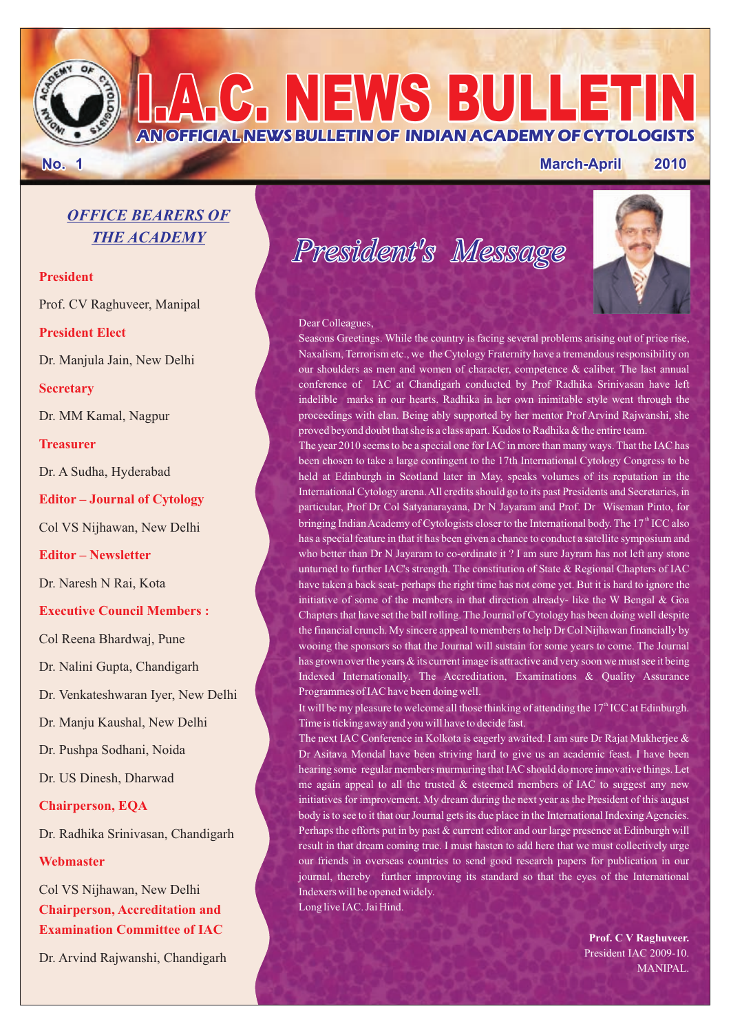# I.A.C. NEWS BULLETIN

**AN OFFICIAL NEWS BULLETIN OF INDIAN ACADEMY OF CYTOLOGISTS**

**No. 1** **March-April 2010**

## *OFFICE BEARERS OF THE ACADEMY*

**President**

Prof. CV Raghuveer, Manipal

**President Elect**

Dr. Manjula Jain, New Delhi

**Secretary**

Dr. MM Kamal, Nagpur

**Treasurer**

Dr. A Sudha, Hyderabad

**Editor – Journal of Cytology**

Col VS Nijhawan, New Delhi

**Editor – Newsletter**

Dr. Naresh N Rai, Kota

**Executive Council Members :**

Col Reena Bhardwaj, Pune

Dr. Nalini Gupta, Chandigarh

Dr. Venkateshwaran Iyer, New Delhi

Dr. Manju Kaushal, New Delhi

Dr. Pushpa Sodhani, Noida

Dr. US Dinesh, Dharwad

**Chairperson, EQA**

Dr. Radhika Srinivasan, Chandigarh

**Webmaster**

Col VS Nijhawan, New Delhi

**Chairperson, Accreditation and Examination Committee of IAC**

Dr. Arvind Rajwanshi, Chandigarh

## *President's Message*

Dear Colleagues,

Seasons Greetings. While the country is facing several problems arising out of price rise, Naxalism, Terrorism etc., we the Cytology Fraternity have a tremendous responsibility on our shoulders as men and women of character, competence & caliber. The last annual conference of IAC at Chandigarh conducted by Prof Radhika Srinivasan have left indelible marks in our hearts. Radhika in her own inimitable style went through the proceedings with elan. Being ably supported by her mentor Prof Arvind Rajwanshi, she proved beyond doubt that she is a class apart. Kudos to Radhika & the entire team.

The year 2010 seems to be a special one for IAC in more than many ways. That the IAC has been chosen to take a large contingent to the 17th International Cytology Congress to be held at Edinburgh in Scotland later in May, speaks volumes of its reputation in the International Cytology arena. All credits should go to its past Presidents and Secretaries, in particular, Prof Dr Col Satyanarayana, Dr N Jayaram and Prof. Dr Wiseman Pinto, for bringing Indian Academy of Cytologists closer to the International body. The 17th ICC also has a special feature in that it has been given a chance to conduct a satellite symposium and who better than Dr N Jayaram to co-ordinate it ? I am sure Jayram has not left any stone unturned to further IAC's strength. The constitution of State & Regional Chapters of IAC have taken a back seat- perhaps the right time has not come yet. But it is hard to ignore the initiative of some of the members in that direction already- like the W Bengal & Goa Chapters that have set the ball rolling. The Journal of Cytology has been doing well despite the financial crunch. My sincere appeal to members to help Dr Col Nijhawan financially by wooing the sponsors so that the Journal will sustain for some years to come. The Journal has grown over the years & its current image is attractive and very soon we must see it being Indexed Internationally. The Accreditation, Examinations & Quality Assurance Programmes of IAC have been doing well.

It will be my pleasure to welcome all those thinking of attending the 17th ICC at Edinburgh. Time is ticking away and you will have to decide fast.

The next IAC Conference in Kolkota is eagerly awaited. I am sure Dr Rajat Mukherjee & Dr Asitava Mondal have been striving hard to give us an academic feast. I have been hearing some regular members murmuring that IAC should do more innovative things. Let me again appeal to all the trusted & esteemed members of IAC to suggest any new initiatives for improvement. My dream during the next year as the President of this august body is to see to it that our Journal gets its due place in the International Indexing Agencies. Perhaps the efforts put in by past & current editor and our large presence at Edinburgh will result in that dream coming true. I must hasten to add here that we must collectively urge our friends in overseas countries to send good research papers for publication in our journal, thereby further improving its standard so that the eyes of the International Indexers will be opened widely.

Long live IAC. Jai Hind.

**Prof. C V Raghuveer.**
President IAC 2009-10.
MANIPAL.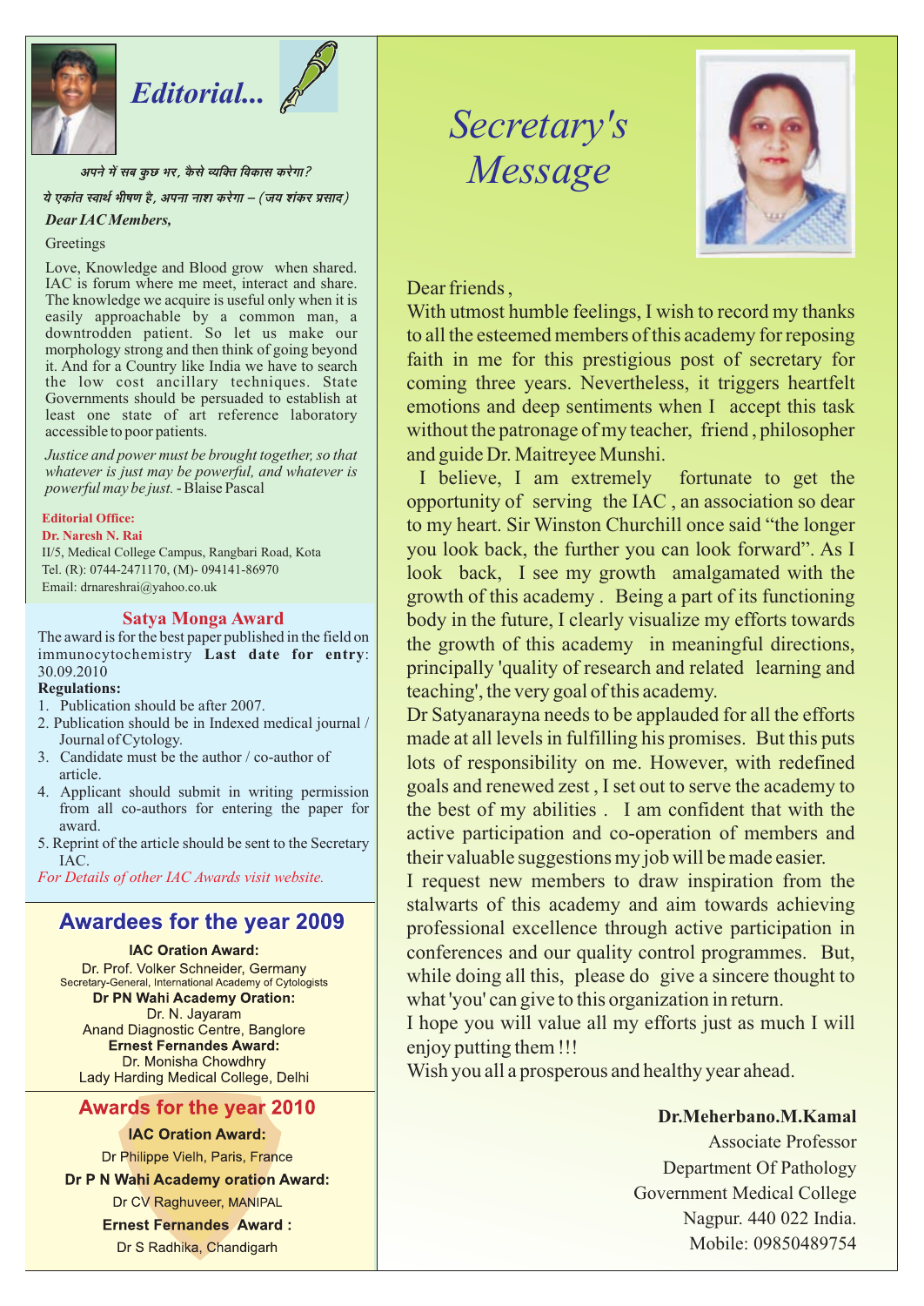# Editorial...

*अपने में सब कुछ भर, कैसे व्यक्ति विकास करेगा?*

*ये एकांत स्वार्थ भीषण है, अपना नाश करेगा – (जय शंकर प्रसाद)*

***Dear IAC Members,***

Greetings

Love, Knowledge and Blood grow when shared. IAC is forum where me meet, interact and share. The knowledge we acquire is useful only when it is easily approachable by a common man, a downtrodden patient. So let us make our morphology strong and then think of going beyond it. And for a Country like India we have to search the low cost ancillary techniques. State Governments should be persuaded to establish at least one state of art reference laboratory accessible to poor patients.

*Justice and power must be brought together, so that whatever is just may be powerful, and whatever is powerful may be just.* - Blaise Pascal

**Editorial Office:**
**Dr. Naresh N. Rai**
II/5, Medical College Campus, Rangbari Road, Kota
Tel. (R): 0744-2471170, (M)- 094141-86970
Email: drnareshrai@yahoo.co.uk

## Satya Monga Award

The award is for the best paper published in the field on immunocytochemistry **Last date for entry**: 30.09.2010

**Regulations:**

1. Publication should be after 2007.
2. Publication should be in Indexed medical journal / Journal of Cytology.
3. Candidate must be the author / co-author of article.
4. Applicant should submit in writing permission from all co-authors for entering the paper for award.
5. Reprint of the article should be sent to the Secretary IAC.

*For Details of other IAC Awards visit website.*

## Awardees for the year 2009

**IAC Oration Award:**
Dr. Prof. Volker Schneider, Germany
Secretary-General, International Academy of Cytologists

**Dr PN Wahi Academy Oration:**
Dr. N. Jayaram
Anand Diagnostic Centre, Banglore

**Ernest Fernandes Award:**
Dr. Monisha Chowdhry
Lady Harding Medical College, Delhi

## Awards for the year 2010

**IAC Oration Award:**
Dr Philippe Vielh, Paris, France

**Dr P N Wahi Academy oration Award:**
Dr CV Raghuveer, MANIPAL

**Ernest Fernandes Award :**
Dr S Radhika, Chandigarh

# Secretary's Message

Dear friends ,

With utmost humble feelings, I wish to record my thanks to all the esteemed members of this academy for reposing faith in me for this prestigious post of secretary for coming three years. Nevertheless, it triggers heartfelt emotions and deep sentiments when I accept this task without the patronage of my teacher, friend , philosopher and guide Dr. Maitreyee Munshi.

I believe, I am extremely fortunate to get the opportunity of serving the IAC , an association so dear to my heart. Sir Winston Churchill once said "the longer you look back, the further you can look forward". As I look back, I see my growth amalgamated with the growth of this academy . Being a part of its functioning body in the future, I clearly visualize my efforts towards the growth of this academy in meaningful directions, principally 'quality of research and related learning and teaching', the very goal of this academy.

Dr Satyanarayna needs to be applauded for all the efforts made at all levels in fulfilling his promises. But this puts lots of responsibility on me. However, with redefined goals and renewed zest , I set out to serve the academy to the best of my abilities . I am confident that with the active participation and co-operation of members and their valuable suggestions my job will be made easier.

I request new members to draw inspiration from the stalwarts of this academy and aim towards achieving professional excellence through active participation in conferences and our quality control programmes. But, while doing all this, please do give a sincere thought to what 'you' can give to this organization in return.

I hope you will value all my efforts just as much I will enjoy putting them !!!

Wish you all a prosperous and healthy year ahead.

**Dr.Meherbano.M.Kamal**
Associate Professor
Department Of Pathology
Government Medical College
Nagpur. 440 022 India.
Mobile: 09850489754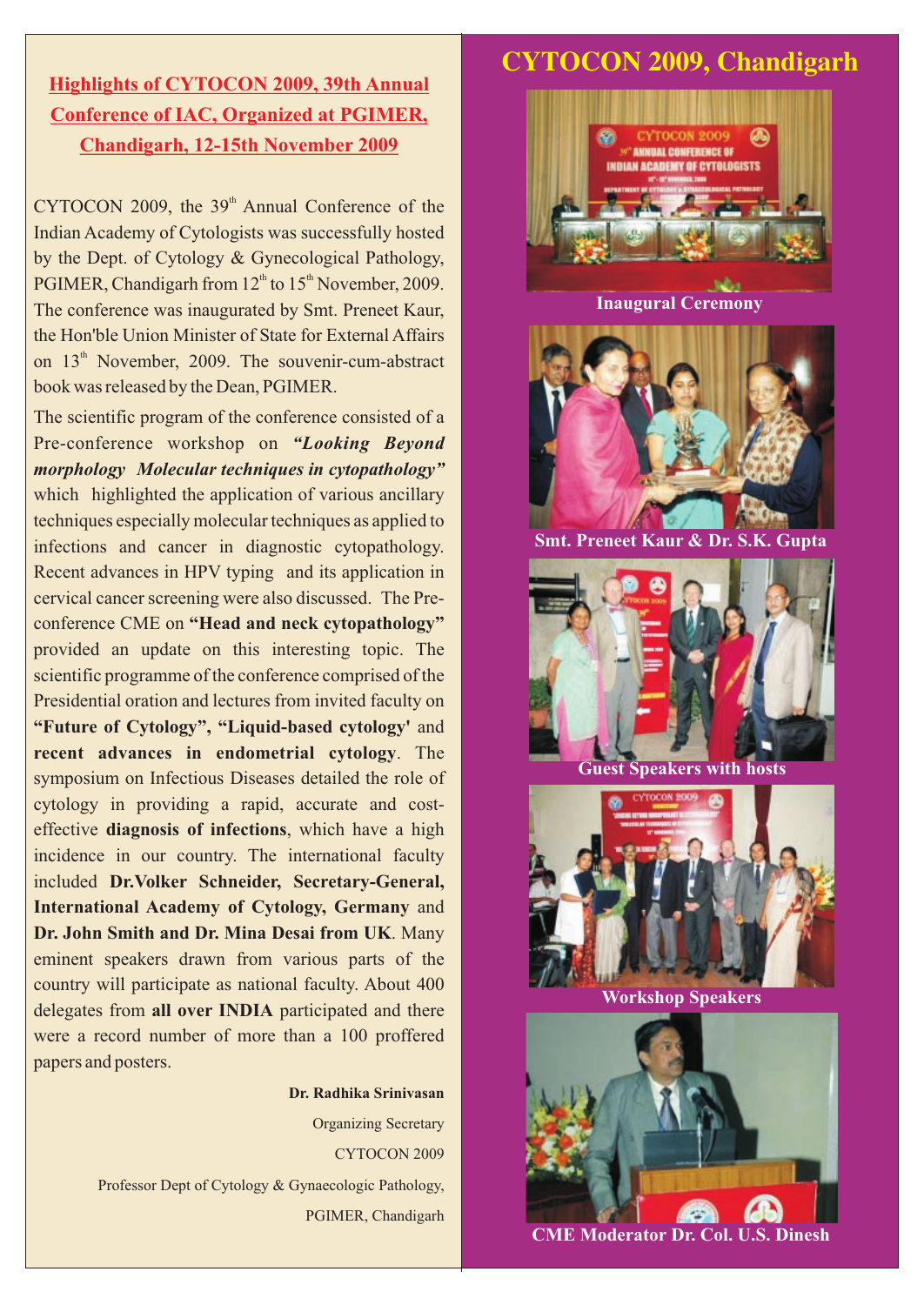## Highlights of CYTOCON 2009, 39th Annual Conference of IAC, Organized at PGIMER, Chandigarh, 12-15th November 2009

CYTOCON 2009, the 39th Annual Conference of the Indian Academy of Cytologists was successfully hosted by the Dept. of Cytology & Gynecological Pathology, PGIMER, Chandigarh from 12th to 15th November, 2009. The conference was inaugurated by Smt. Preneet Kaur, the Hon'ble Union Minister of State for External Affairs on 13th November, 2009. The souvenir-cum-abstract book was released by the Dean, PGIMER.

The scientific program of the conference consisted of a Pre-conference workshop on ***"Looking Beyond morphology Molecular techniques in cytopathology"*** which highlighted the application of various ancillary techniques especially molecular techniques as applied to infections and cancer in diagnostic cytopathology. Recent advances in HPV typing and its application in cervical cancer screening were also discussed. The Pre-conference CME on **"Head and neck cytopathology"** provided an update on this interesting topic. The scientific programme of the conference comprised of the Presidential oration and lectures from invited faculty on **"Future of Cytology", "Liquid-based cytology'** and **recent advances in endometrial cytology**. The symposium on Infectious Diseases detailed the role of cytology in providing a rapid, accurate and cost-effective **diagnosis of infections**, which have a high incidence in our country. The international faculty included **Dr.Volker Schneider, Secretary-General, International Academy of Cytology, Germany** and **Dr. John Smith and Dr. Mina Desai from UK**. Many eminent speakers drawn from various parts of the country will participate as national faculty. About 400 delegates from **all over INDIA** participated and there were a record number of more than a 100 proffered papers and posters.

**Dr. Radhika Srinivasan**
Organizing Secretary
CYTOCON 2009
Professor Dept of Cytology & Gynaecologic Pathology,
PGIMER, Chandigarh

# CYTOCON 2009, Chandigarh

Inaugural Ceremony

Smt. Preneet Kaur & Dr. S.K. Gupta

Guest Speakers with hosts

Workshop Speakers

CME Moderator Dr. Col. U.S. Dinesh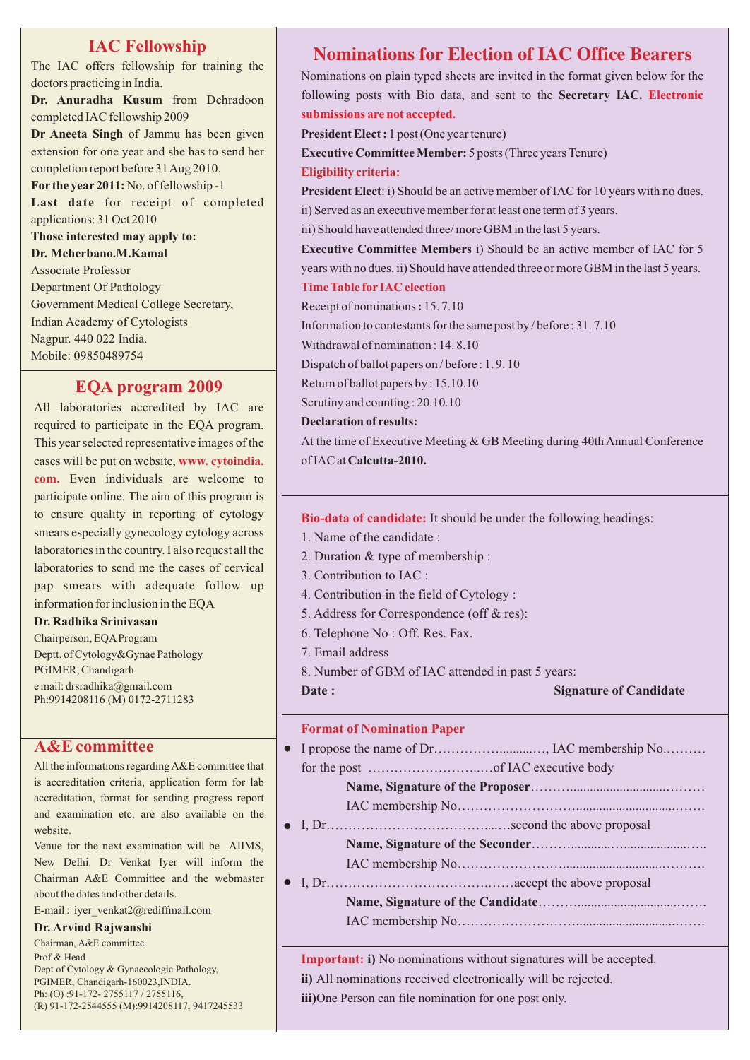## IAC Fellowship

The IAC offers fellowship for training the doctors practicing in India.

**Dr. Anuradha Kusum** from Dehradoon completed IAC fellowship 2009

**Dr Aneeta Singh** of Jammu has been given extension for one year and she has to send her completion report before 31 Aug 2010.

**For the year 2011:** No. of fellowship -1

**Last date** for receipt of completed applications: 31 Oct 2010

**Those interested may apply to:**

**Dr. Meherbano.M.Kamal**
Associate Professor
Department Of Pathology
Government Medical College Secretary,
Indian Academy of Cytologists
Nagpur. 440 022 India.
Mobile: 09850489754

## EQA program 2009

All laboratories accredited by IAC are required to participate in the EQA program. This year selected representative images of the cases will be put on website, **www. cytoindia. com.** Even individuals are welcome to participate online. The aim of this program is to ensure quality in reporting of cytology smears especially gynecology cytology across laboratories in the country. I also request all the laboratories to send me the cases of cervical pap smears with adequate follow up information for inclusion in the EQA

**Dr. Radhika Srinivasan**
Chairperson, EQA Program
Deptt. of Cytology&Gynae Pathology
PGIMER, Chandigarh
e mail: drsradhika@gmail.com
Ph:9914208116 (M) 0172-2711283

## A&E committee

All the informations regarding A&E committee that is accreditation criteria, application form for lab accreditation, format for sending progress report and examination etc. are also available on the website.

Venue for the next examination will be AIIMS, New Delhi. Dr Venkat Iyer will inform the Chairman A&E Committee and the webmaster about the dates and other details.

E-mail : iyer_venkat2@rediffmail.com

**Dr. Arvind Rajwanshi**
Chairman, A&E committee
Prof & Head
Dept of Cytology & Gynaecologic Pathology,
PGIMER, Chandigarh-160023,INDIA.
Ph: (O) :91-172- 2755117 / 2755116,
(R) 91-172-2544555 (M):9914208117, 9417245533

## Nominations for Election of IAC Office Bearers

Nominations on plain typed sheets are invited in the format given below for the following posts with Bio data, and sent to the **Secretary IAC. Electronic submissions are not accepted.**

**President Elect :** 1 post (One year tenure)

**Executive Committee Member:** 5 posts (Three years Tenure)

**Eligibility criteria:**

**President Elect**: i) Should be an active member of IAC for 10 years with no dues. ii) Served as an executive member for at least one term of 3 years. iii) Should have attended three/ more GBM in the last 5 years.

**Executive Committee Members** i) Should be an active member of IAC for 5 years with no dues. ii) Should have attended three or more GBM in the last 5 years.

**Time Table for IAC election**

Receipt of nominations **:** 15. 7.10
Information to contestants for the same post by / before : 31. 7.10
Withdrawal of nomination : 14. 8.10
Dispatch of ballot papers on / before : 1. 9. 10
Return of ballot papers by : 15.10.10
Scrutiny and counting : 20.10.10

**Declaration of results:**

At the time of Executive Meeting & GB Meeting during 40th Annual Conference of IAC at **Calcutta-2010.**

**Bio-data of candidate:** It should be under the following headings:

1. Name of the candidate :
2. Duration & type of membership :
3. Contribution to IAC :
4. Contribution in the field of Cytology :
5. Address for Correspondence (off & res):
6. Telephone No : Off. Res. Fax.
7. Email address
8. Number of GBM of IAC attended in past 5 years:

**Date :** **Signature of Candidate**

**Format of Nomination Paper**

- I propose the name of Dr……………..........…, IAC membership No.……… for the post ………………………..…of IAC executive body
  **Name, Signature of the Proposer**………..........................……… IAC membership No……………………….............................……
- I, Dr…………………………………...…second the above proposal
  **Name, Signature of the Seconder**……….............…...................….. IAC membership No……………………............................…………
- I, Dr………………………………….……accept the above proposal
  **Name, Signature of the Candidate**………..............................……. IAC membership No……………………….............................……

**Important: i)** No nominations without signatures will be accepted.
**ii)** All nominations received electronically will be rejected.
**iii)** One Person can file nomination for one post only.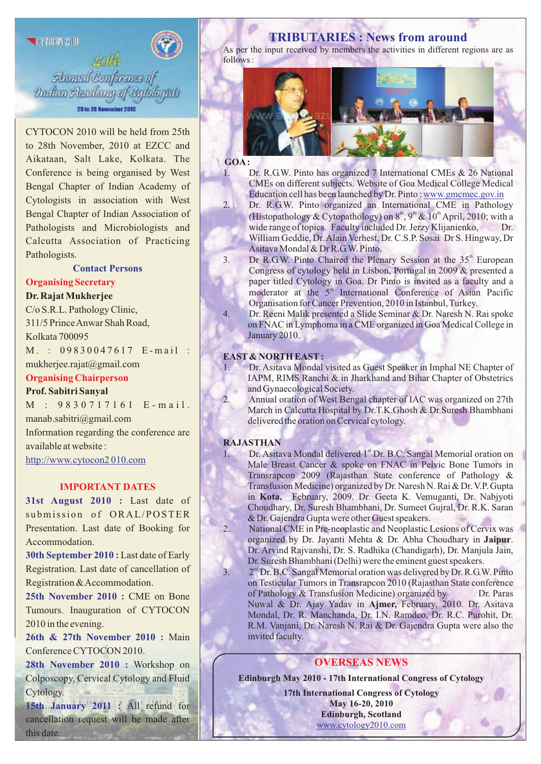CYTOCON 2010

# 40th Annual Conference of Indian Academy of Cytologists

25 to 28 November 2010

CYTOCON 2010 will be held from 25th to 28th November, 2010 at EZCC and Aikataan, Salt Lake, Kolkata. The Conference is being organised by West Bengal Chapter of Indian Academy of Cytologists in association with West Bengal Chapter of Indian Association of Pathologists and Microbiologists and Calcutta Association of Practicing Pathologists.

### Contact Persons

**Organising Secretary**

**Dr. Rajat Mukherjee**
C/o S.R.L. Pathology Clinic,
311/5 Prince Anwar Shah Road,
Kolkata 700095
M. : 09830047617 E-mail : mukherjee.rajat@gmail.com

**Organising Chairperson**

**Prof. Sabitri Sanyal**
M : 9830717161 E-mail. manab.sabitri@gmail.com

Information regarding the conference are available at website : http://www.cytocon2 010.com

### IMPORTANT DATES

**31st August 2010 :** Last date of submission of ORAL/POSTER Presentation. Last date of Booking for Accommodation.

**30th September 2010 :** Last date of Early Registration. Last date of cancellation of Registration & Accommodation.

**25th November 2010 :** CME on Bone Tumours. Inauguration of CYTOCON 2010 in the evening.

**26th & 27th November 2010 :** Main Conference CYTOCON 2010.

**28th November 2010 :** Workshop on Colposcopy, Cervical Cytology and Fluid Cytology.

**15th January 2011 :** All refund for cancellation request will be made after this date.

## TRIBUTARIES : News from around

As per the input received by members the activities in different regions are as follows :

**GOA :**

1. Dr. R.G.W. Pinto has organized 7 International CMEs & 26 National CMEs on different subjects. Website of Goa Medical College Medical Education cell has been launched by Dr. Pinto : www.gmcmec.gov.in
2. Dr. R.G.W. Pinto organized an International CME in Pathology (Histopathology & Cytopathology) on 8th, 9th & 10th April, 2010; with a wide range of topics. Faculty included Dr. Jerzy Klijanienko, Dr. William Geddie, Dr. Alain Verhest, Dr. C.S.P. Sosai Dr S. Hingway, Dr Asitava Mondal & Dr R.G.W. Pinto.
3. Dr R.G.W. Pinto Chaired the Plenary Session at the 35th European Congress of cytology held in Lisbon, Portugal in 2009 & presented a paper titled Cytology in Goa. Dr Pinto is invited as a faculty and a moderator at the 5th International Conference of Asian Pacific Organisation for Cancer Prevention, 2010 in Istanbul, Turkey.
4. Dr. Reeni Malik presented a Slide Seminar & Dr. Naresh N. Rai spoke on FNAC in Lymphoma in a CME organized in Goa Medical College in January 2010.

**EAST & NORTH EAST :**

1. Dr. Asitava Mondal visited as Guest Speaker in Imphal NE Chapter of IAPM, RIMS Ranchi & in Jharkhand and Bihar Chapter of Obstetrics and Gynaecological Society.
2. Annual oration of West Bengal chapter of IAC was organized on 27th March in Calcutta Hospital by Dr.T.K.Ghosh & Dr.Suresh Bhambhani delivered the oration on Cervical cytology.

**RAJASTHAN**

1. Dr. Asitava Mondal delivered 1st Dr. B.C. Sangal Memorial oration on Male Breast Cancer & spoke on FNAC in Pelvic Bone Tumors in Transrapcon 2009 (Rajasthan State conference of Pathology & Transfusion Medicine) organized by Dr. Naresh N. Rai & Dr. V.P. Gupta in **Kota**, February, 2009. Dr. Geeta K. Vemuganti, Dr. Nabjyoti Choudhary, Dr. Suresh Bhambhani, Dr. Sumeet Gujral, Dr. R.K. Saran & Dr. Gajendra Gupta were other Guest speakers.
2. National CME in Pre-neoplastic and Neoplastic Lesions of Cervix was organized by Dr. Jayanti Mehta & Dr. Abha Choudhary in **Jaipur**. Dr. Arvind Rajvanshi, Dr. S. Radhika (Chandigarh), Dr. Manjula Jain, Dr. Suresh Bhambhani (Delhi) were the eminent guest speakers.
3. 2nd Dr. B.C. Sangal Memorial oration was delivered by Dr. R.G.W. Pinto on Testicular Tumors in Transrapcon 2010 (Rajasthan State conference of Pathology & Transfusion Medicine) organized by Dr. Paras Nuwal & Dr. Ajay Yadav in **Ajmer,** February, 2010. Dr. Asitava Mondal, Dr. R. Manchanda, Dr. I.N. Ramdeo, Dr. R.C. Purohit, Dr. R.M. Vanjani, Dr. Naresh N. Rai & Dr. Gajendra Gupta were also the invited faculty.

### OVERSEAS NEWS

**Edinburgh May 2010 - 17th International Congress of Cytology**

**17th International Congress of Cytology**
**May 16-20, 2010**
**Edinburgh, Scotland**
www.cytology2010.com